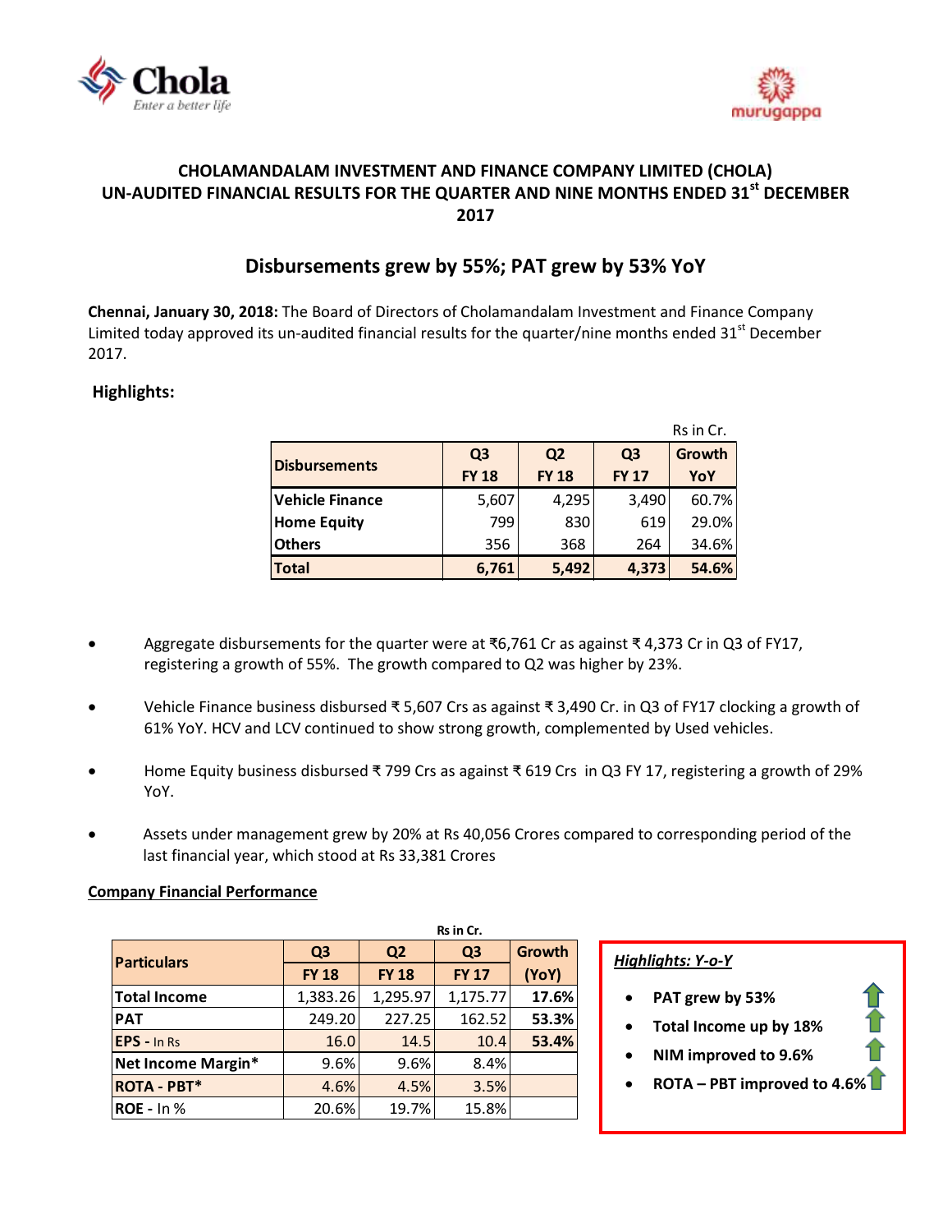## CHOLAMANDALAM INVESTMENT AND FINANCE COMPANY LIMITED (CHOLA)
## UN-AUDITED FINANCIAL RESULTS FOR THE QUARTER AND NINE MONTHS ENDED 31st DECEMBER 2017

## Disbursements grew by 55%; PAT grew by 53% YoY

**Chennai, January 30, 2018:** The Board of Directors of Cholamandalam Investment and Finance Company Limited today approved its un-audited financial results for the quarter/nine months ended 31st December 2017.

### Highlights:

Rs in Cr.

| Disbursements | Q3 FY 18 | Q2 FY 18 | Q3 FY 17 | Growth YoY |
|---|---|---|---|---|
| Vehicle Finance | 5,607 | 4,295 | 3,490 | 60.7% |
| Home Equity | 799 | 830 | 619 | 29.0% |
| Others | 356 | 368 | 264 | 34.6% |
| **Total** | **6,761** | **5,492** | **4,373** | **54.6%** |

- Aggregate disbursements for the quarter were at ₹6,761 Cr as against ₹ 4,373 Cr in Q3 of FY17, registering a growth of 55%. The growth compared to Q2 was higher by 23%.
- Vehicle Finance business disbursed ₹ 5,607 Crs as against ₹ 3,490 Cr. in Q3 of FY17 clocking a growth of 61% YoY. HCV and LCV continued to show strong growth, complemented by Used vehicles.
- Home Equity business disbursed ₹ 799 Crs as against ₹ 619 Crs in Q3 FY 17, registering a growth of 29% YoY.
- Assets under management grew by 20% at Rs 40,056 Crores compared to corresponding period of the last financial year, which stood at Rs 33,381 Crores

**Company Financial Performance**

Rs in Cr.

| Particulars | Q3 FY 18 | Q2 FY 18 | Q3 FY 17 | Growth (YoY) |
|---|---|---|---|---|
| Total Income | 1,383.26 | 1,295.97 | 1,175.77 | 17.6% |
| PAT | 249.20 | 227.25 | 162.52 | 53.3% |
| EPS - In Rs | 16.0 | 14.5 | 10.4 | 53.4% |
| Net Income Margin* | 9.6% | 9.6% | 8.4% | |
| ROTA - PBT* | 4.6% | 4.5% | 3.5% | |
| ROE - In % | 20.6% | 19.7% | 15.8% | |

***Highlights: Y-o-Y***

- **PAT grew by 53%**
- **Total Income up by 18%**
- **NIM improved to 9.6%**
- **ROTA – PBT improved to 4.6%**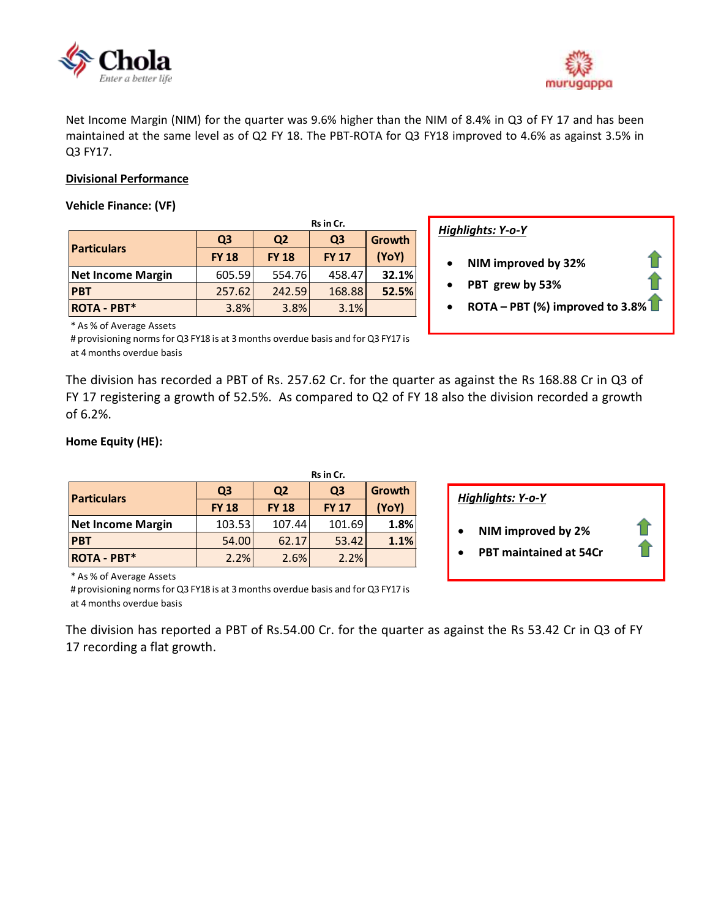Net Income Margin (NIM) for the quarter was 9.6% higher than the NIM of 8.4% in Q3 of FY 17 and has been maintained at the same level as of Q2 FY 18. The PBT-ROTA for Q3 FY18 improved to 4.6% as against 3.5% in Q3 FY17.

**Divisional Performance**

**Vehicle Finance: (VF)**

Rs in Cr.

| Particulars | Q3 FY 18 | Q2 FY 18 | Q3 FY 17 | Growth (YoY) |
|---|---|---|---|---|
| **Net Income Margin** | 605.59 | 554.76 | 458.47 | **32.1%** |
| **PBT** | 257.62 | 242.59 | 168.88 | **52.5%** |
| **ROTA - PBT*** | 3.8% | 3.8% | 3.1% | |

* As % of Average Assets

# provisioning norms for Q3 FY18 is at 3 months overdue basis and for Q3 FY17 is at 4 months overdue basis

***Highlights: Y-o-Y***

- **NIM improved by 32%**
- **PBT grew by 53%**
- **ROTA – PBT (%) improved to 3.8%**

The division has recorded a PBT of Rs. 257.62 Cr. for the quarter as against the Rs 168.88 Cr in Q3 of FY 17 registering a growth of 52.5%. As compared to Q2 of FY 18 also the division recorded a growth of 6.2%.

**Home Equity (HE):**

Rs in Cr.

| Particulars | Q3 FY 18 | Q2 FY 18 | Q3 FY 17 | Growth (YoY) |
|---|---|---|---|---|
| **Net Income Margin** | 103.53 | 107.44 | 101.69 | **1.8%** |
| **PBT** | 54.00 | 62.17 | 53.42 | **1.1%** |
| **ROTA - PBT*** | 2.2% | 2.6% | 2.2% | |

* As % of Average Assets

# provisioning norms for Q3 FY18 is at 3 months overdue basis and for Q3 FY17 is at 4 months overdue basis

***Highlights: Y-o-Y***

- **NIM improved by 2%**
- **PBT maintained at 54Cr**

The division has reported a PBT of Rs.54.00 Cr. for the quarter as against the Rs 53.42 Cr in Q3 of FY 17 recording a flat growth.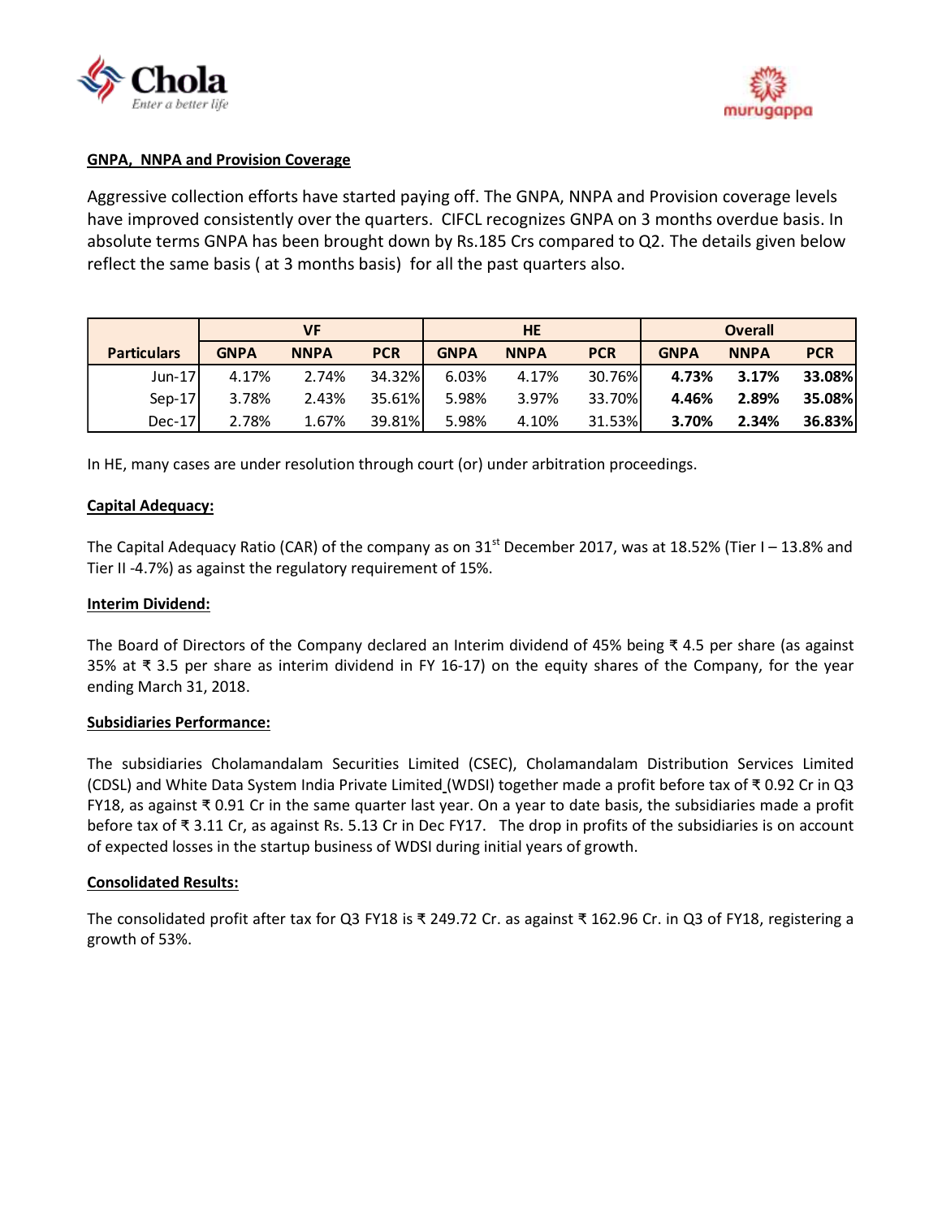**GNPA, NNPA and Provision Coverage**

Aggressive collection efforts have started paying off. The GNPA, NNPA and Provision coverage levels have improved consistently over the quarters. CIFCL recognizes GNPA on 3 months overdue basis. In absolute terms GNPA has been brought down by Rs.185 Crs compared to Q2. The details given below reflect the same basis ( at 3 months basis) for all the past quarters also.

| Particulars | VF | | | HE | | | Overall | | |
|---|---|---|---|---|---|---|---|---|---|
| | GNPA | NNPA | PCR | GNPA | NNPA | PCR | GNPA | NNPA | PCR |
| Jun-17 | 4.17% | 2.74% | 34.32% | 6.03% | 4.17% | 30.76% | **4.73%** | **3.17%** | **33.08%** |
| Sep-17 | 3.78% | 2.43% | 35.61% | 5.98% | 3.97% | 33.70% | **4.46%** | **2.89%** | **35.08%** |
| Dec-17 | 2.78% | 1.67% | 39.81% | 5.98% | 4.10% | 31.53% | **3.70%** | **2.34%** | **36.83%** |

In HE, many cases are under resolution through court (or) under arbitration proceedings.

**Capital Adequacy:**

The Capital Adequacy Ratio (CAR) of the company as on 31st December 2017, was at 18.52% (Tier I – 13.8% and Tier II -4.7%) as against the regulatory requirement of 15%.

**Interim Dividend:**

The Board of Directors of the Company declared an Interim dividend of 45% being ₹ 4.5 per share (as against 35% at ₹ 3.5 per share as interim dividend in FY 16-17) on the equity shares of the Company, for the year ending March 31, 2018.

**Subsidiaries Performance:**

The subsidiaries Cholamandalam Securities Limited (CSEC), Cholamandalam Distribution Services Limited (CDSL) and White Data System India Private Limited (WDSI) together made a profit before tax of ₹ 0.92 Cr in Q3 FY18, as against ₹ 0.91 Cr in the same quarter last year. On a year to date basis, the subsidiaries made a profit before tax of ₹ 3.11 Cr, as against Rs. 5.13 Cr in Dec FY17. The drop in profits of the subsidiaries is on account of expected losses in the startup business of WDSI during initial years of growth.

**Consolidated Results:**

The consolidated profit after tax for Q3 FY18 is ₹ 249.72 Cr. as against ₹ 162.96 Cr. in Q3 of FY18, registering a growth of 53%.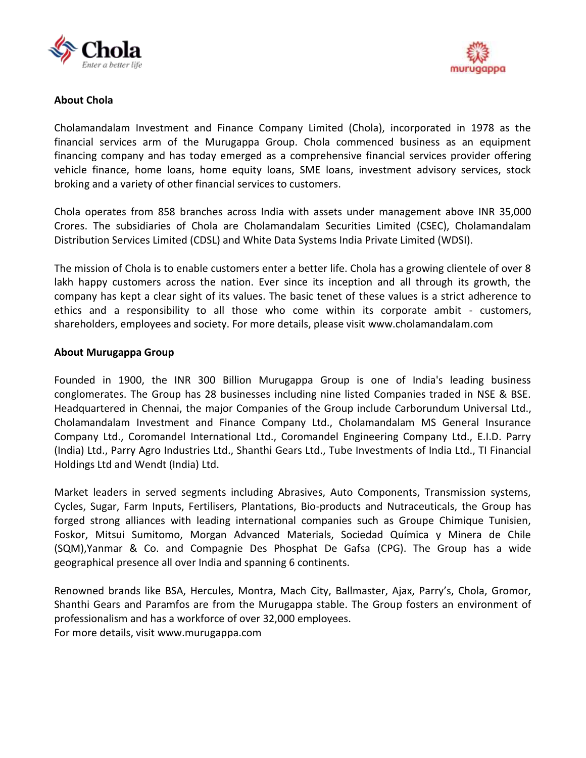**About Chola**

Cholamandalam Investment and Finance Company Limited (Chola), incorporated in 1978 as the financial services arm of the Murugappa Group. Chola commenced business as an equipment financing company and has today emerged as a comprehensive financial services provider offering vehicle finance, home loans, home equity loans, SME loans, investment advisory services, stock broking and a variety of other financial services to customers.

Chola operates from 858 branches across India with assets under management above INR 35,000 Crores. The subsidiaries of Chola are Cholamandalam Securities Limited (CSEC), Cholamandalam Distribution Services Limited (CDSL) and White Data Systems India Private Limited (WDSI).

The mission of Chola is to enable customers enter a better life. Chola has a growing clientele of over 8 lakh happy customers across the nation. Ever since its inception and all through its growth, the company has kept a clear sight of its values. The basic tenet of these values is a strict adherence to ethics and a responsibility to all those who come within its corporate ambit - customers, shareholders, employees and society. For more details, please visit www.cholamandalam.com

**About Murugappa Group**

Founded in 1900, the INR 300 Billion Murugappa Group is one of India's leading business conglomerates. The Group has 28 businesses including nine listed Companies traded in NSE & BSE. Headquartered in Chennai, the major Companies of the Group include Carborundum Universal Ltd., Cholamandalam Investment and Finance Company Ltd., Cholamandalam MS General Insurance Company Ltd., Coromandel International Ltd., Coromandel Engineering Company Ltd., E.I.D. Parry (India) Ltd., Parry Agro Industries Ltd., Shanthi Gears Ltd., Tube Investments of India Ltd., TI Financial Holdings Ltd and Wendt (India) Ltd.

Market leaders in served segments including Abrasives, Auto Components, Transmission systems, Cycles, Sugar, Farm Inputs, Fertilisers, Plantations, Bio-products and Nutraceuticals, the Group has forged strong alliances with leading international companies such as Groupe Chimique Tunisien, Foskor, Mitsui Sumitomo, Morgan Advanced Materials, Sociedad Química y Minera de Chile (SQM),Yanmar & Co. and Compagnie Des Phosphat De Gafsa (CPG). The Group has a wide geographical presence all over India and spanning 6 continents.

Renowned brands like BSA, Hercules, Montra, Mach City, Ballmaster, Ajax, Parry's, Chola, Gromor, Shanthi Gears and Paramfos are from the Murugappa stable. The Group fosters an environment of professionalism and has a workforce of over 32,000 employees.
For more details, visit www.murugappa.com